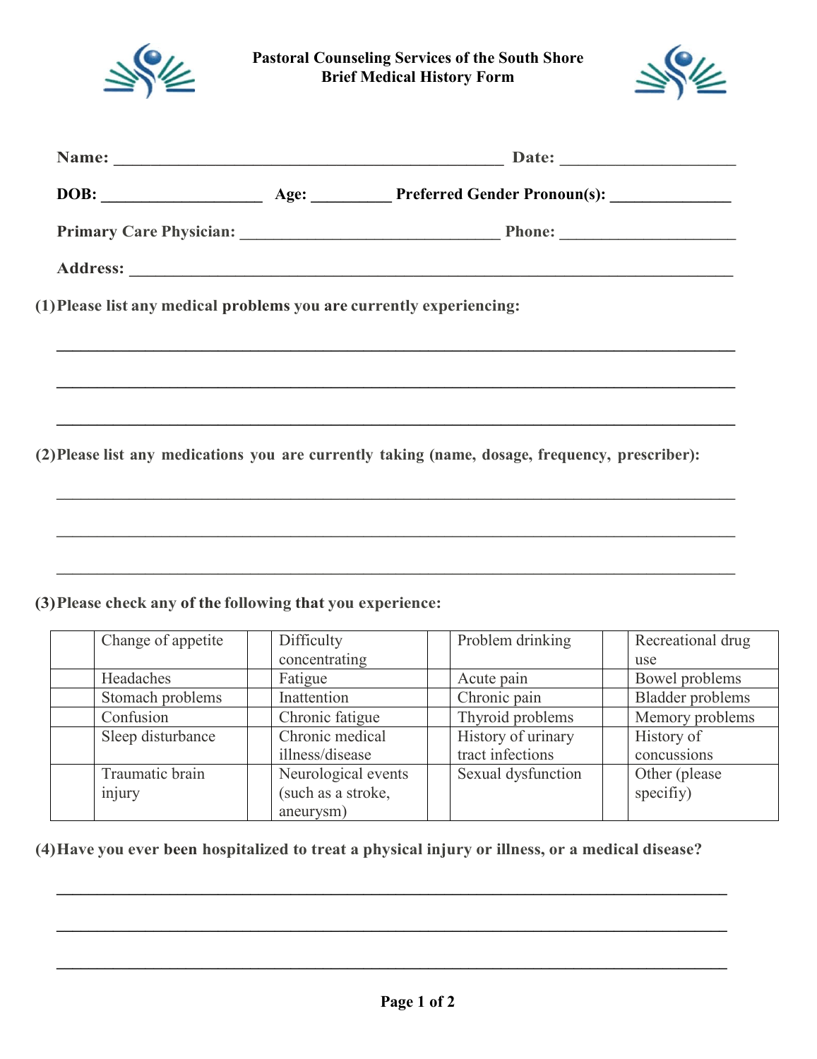# Pastoral Counseling Services of the South Shore
## Brief Medical History Form

**Name:** ______________________________________________ **Date:** ____________________

**DOB:** ___________________ **Age:** _________ **Preferred Gender Pronoun(s):** ______________

**Primary Care Physician:** ______________________________ **Phone:** _____________________

**Address:** _______________________________________________________________________

**(1) Please list any medical problems you are currently experiencing:**

_______________________________________________________________________________

_______________________________________________________________________________

_______________________________________________________________________________

**(2) Please list any medications you are currently taking (name, dosage, frequency, prescriber):**

_______________________________________________________________________________

_______________________________________________________________________________

_______________________________________________________________________________

**(3) Please check any of the following that you experience:**

| | | | | | | | |
|---|---|---|---|---|---|---|---|
| | Change of appetite | | Difficulty concentrating | | Problem drinking | | Recreational drug use |
| | Headaches | | Fatigue | | Acute pain | | Bowel problems |
| | Stomach problems | | Inattention | | Chronic pain | | Bladder problems |
| | Confusion | | Chronic fatigue | | Thyroid problems | | Memory problems |
| | Sleep disturbance | | Chronic medical illness/disease | | History of urinary tract infections | | History of concussions |
| | Traumatic brain injury | | Neurological events (such as a stroke, aneurysm) | | Sexual dysfunction | | Other (please specifiy) |

**(4) Have you ever been hospitalized to treat a physical injury or illness, or a medical disease?**

_______________________________________________________________________________

_______________________________________________________________________________

_______________________________________________________________________________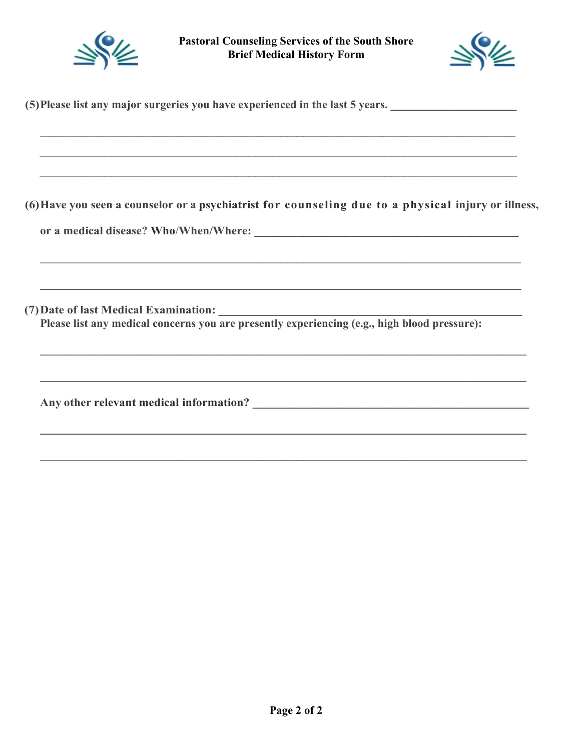**Pastoral Counseling Services of the South Shore**
**Brief Medical History Form**

**(5) Please list any major surgeries you have experienced in the last 5 years.** ______________________

______________________________________________________________________________

______________________________________________________________________________

______________________________________________________________________________

**(6) Have you seen a counselor or a psychiatrist for counseling due to a physical injury or illness, or a medical disease? Who/When/Where:** ______________________________________________

______________________________________________________________________________

______________________________________________________________________________

**(7) Date of last Medical Examination:** ______________________________________________
**Please list any medical concerns you are presently experiencing (e.g., high blood pressure):**

______________________________________________________________________________

______________________________________________________________________________

**Any other relevant medical information?** ______________________________________________

______________________________________________________________________________

______________________________________________________________________________